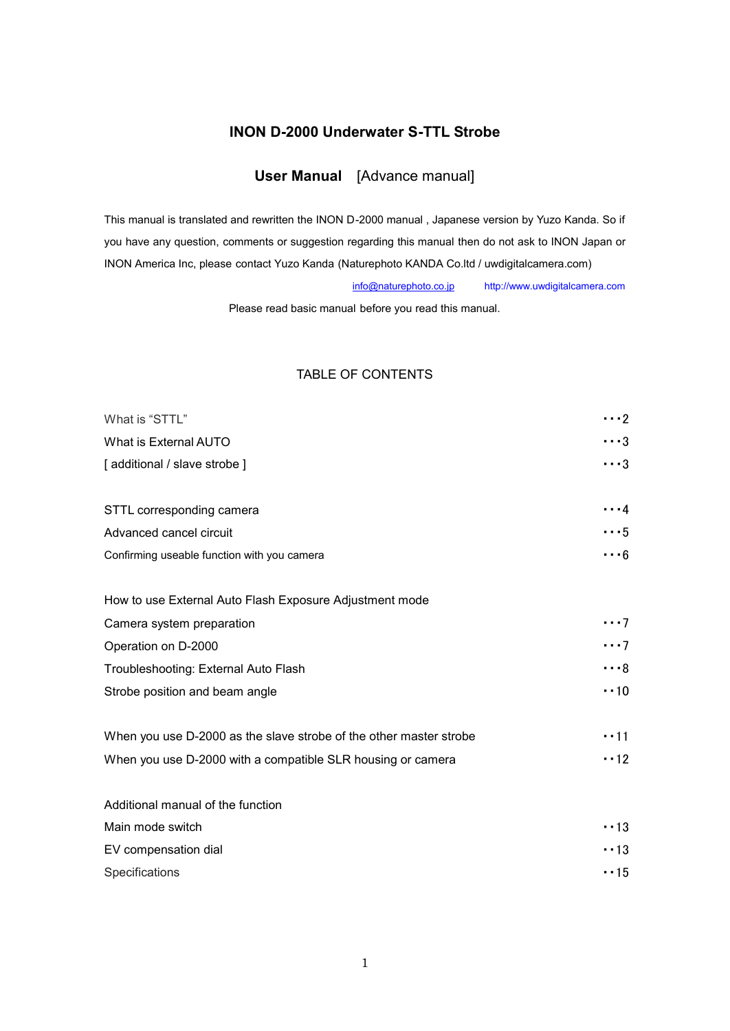# INON D-2000 Underwater S-TTL Strobe

## User Manual [Advance manual]

This manual is translated and rewritten the INON D-2000 manual , Japanese version by Yuzo Kanda. So if you have any question, comments or suggestion regarding this manual then do not ask to INON Japan or INON America Inc, please contact Yuzo Kanda (Naturephoto KANDA Co.ltd / uwdigitalcamera.com)

info@naturephoto.co.jp http://www.uwdigitalcamera.com

Please read basic manual before you read this manual.

## TABLE OF CONTENTS

What is "STTL" ・・・2
What is External AUTO ・・・3
[ additional / slave strobe ] ・・・3

STTL corresponding camera ・・・4
Advanced cancel circuit ・・・5
Confirming useable function with you camera ・・・6

How to use External Auto Flash Exposure Adjustment mode
Camera system preparation ・・・7
Operation on D-2000 ・・・7
Troubleshooting: External Auto Flash ・・・8
Strobe position and beam angle ・・10

When you use D-2000 as the slave strobe of the other master strobe ・・11
When you use D-2000 with a compatible SLR housing or camera ・・12

Additional manual of the function
Main mode switch ・・13
EV compensation dial ・・13
Specifications ・・15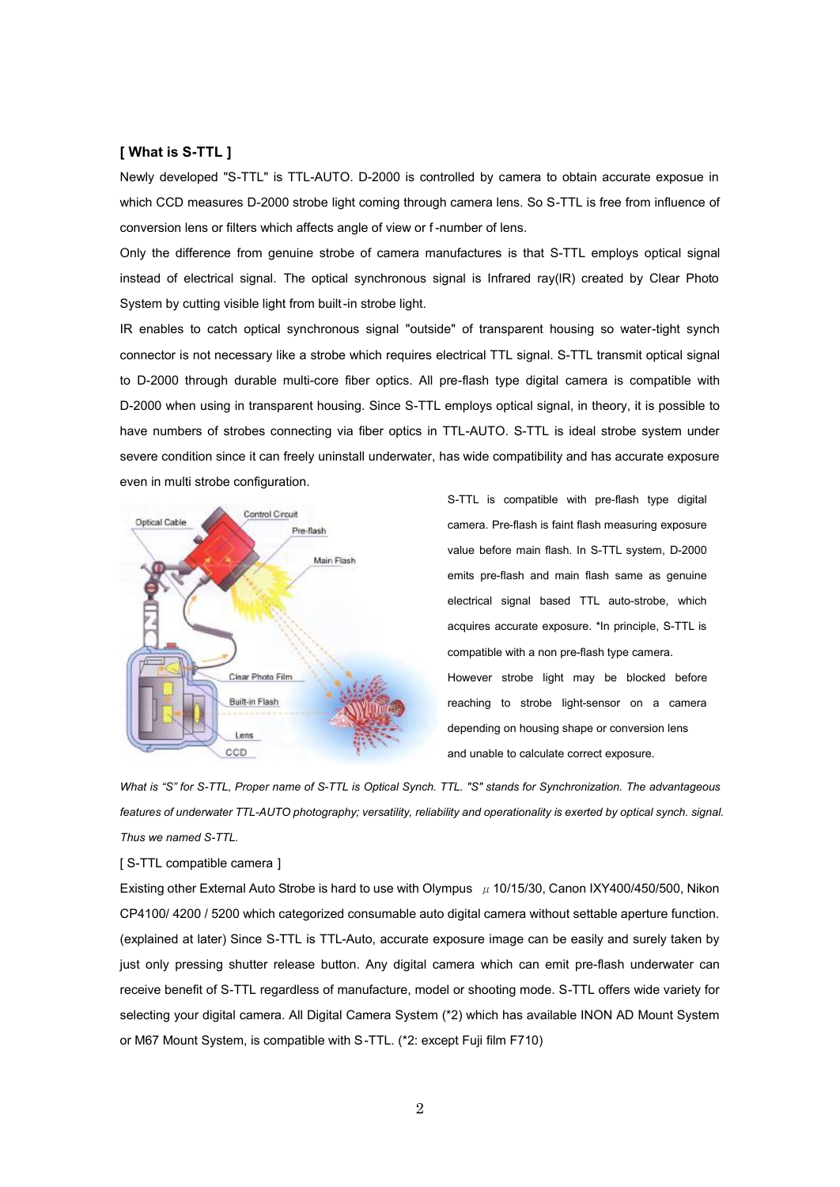**[ What is S-TTL ]**

Newly developed "S-TTL" is TTL-AUTO. D-2000 is controlled by camera to obtain accurate exposue in which CCD measures D-2000 strobe light coming through camera lens. So S-TTL is free from influence of conversion lens or filters which affects angle of view or f-number of lens.

Only the difference from genuine strobe of camera manufactures is that S-TTL employs optical signal instead of electrical signal. The optical synchronous signal is Infrared ray(IR) created by Clear Photo System by cutting visible light from built-in strobe light.

IR enables to catch optical synchronous signal "outside" of transparent housing so water-tight synch connector is not necessary like a strobe which requires electrical TTL signal. S-TTL transmit optical signal to D-2000 through durable multi-core fiber optics. All pre-flash type digital camera is compatible with D-2000 when using in transparent housing. Since S-TTL employs optical signal, in theory, it is possible to have numbers of strobes connecting via fiber optics in TTL-AUTO. S-TTL is ideal strobe system under severe condition since it can freely uninstall underwater, has wide compatibility and has accurate exposure even in multi strobe configuration.

S-TTL is compatible with pre-flash type digital camera. Pre-flash is faint flash measuring exposure value before main flash. In S-TTL system, D-2000 emits pre-flash and main flash same as genuine electrical signal based TTL auto-strobe, which acquires accurate exposure. *In principle, S-TTL is compatible with a non pre-flash type camera. However strobe light may be blocked before reaching to strobe light-sensor on a camera depending on housing shape or conversion lens and unable to calculate correct exposure.

*What is "S" for S-TTL, Proper name of S-TTL is Optical Synch. TTL. "S" stands for Synchronization. The advantageous features of underwater TTL-AUTO photography; versatility, reliability and operationality is exerted by optical synch. signal. Thus we named S-TTL.*

[ S-TTL compatible camera ]

Existing other External Auto Strobe is hard to use with Olympus μ 10/15/30, Canon IXY400/450/500, Nikon CP4100/ 4200 / 5200 which categorized consumable auto digital camera without settable aperture function. (explained at later) Since S-TTL is TTL-Auto, accurate exposure image can be easily and surely taken by just only pressing shutter release button. Any digital camera which can emit pre-flash underwater can receive benefit of S-TTL regardless of manufacture, model or shooting mode. S-TTL offers wide variety for selecting your digital camera. All Digital Camera System (*2) which has available INON AD Mount System or M67 Mount System, is compatible with S-TTL. (*2: except Fuji film F710)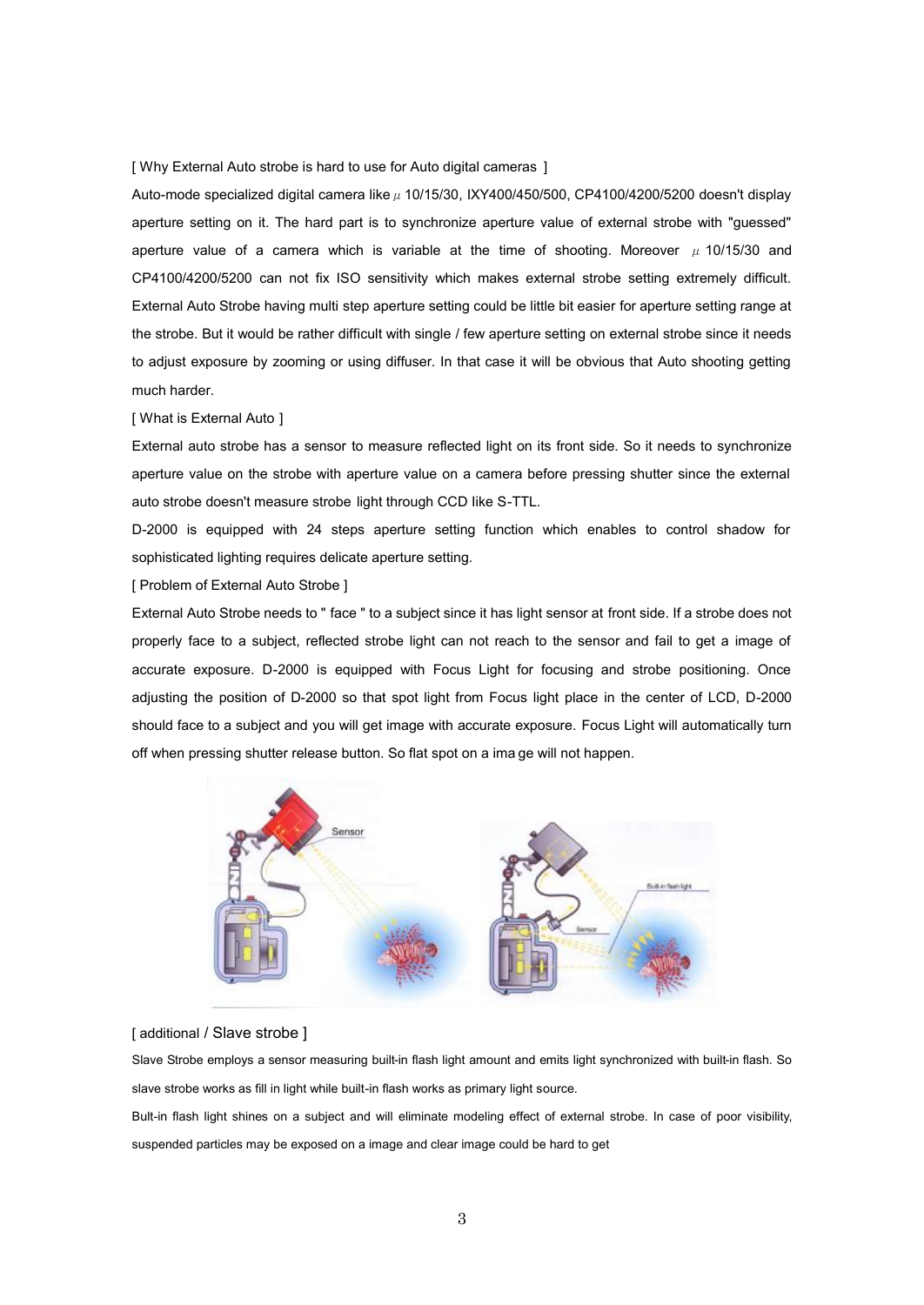[ Why External Auto strobe is hard to use for Auto digital cameras ]

Auto-mode specialized digital camera like μ 10/15/30, IXY400/450/500, CP4100/4200/5200 doesn't display aperture setting on it. The hard part is to synchronize aperture value of external strobe with "guessed" aperture value of a camera which is variable at the time of shooting. Moreover μ 10/15/30 and CP4100/4200/5200 can not fix ISO sensitivity which makes external strobe setting extremely difficult. External Auto Strobe having multi step aperture setting could be little bit easier for aperture setting range at the strobe. But it would be rather difficult with single / few aperture setting on external strobe since it needs to adjust exposure by zooming or using diffuser. In that case it will be obvious that Auto shooting getting much harder.

[ What is External Auto ]

External auto strobe has a sensor to measure reflected light on its front side. So it needs to synchronize aperture value on the strobe with aperture value on a camera before pressing shutter since the external auto strobe doesn't measure strobe light through CCD like S-TTL.

D-2000 is equipped with 24 steps aperture setting function which enables to control shadow for sophisticated lighting requires delicate aperture setting.

[ Problem of External Auto Strobe ]

External Auto Strobe needs to " face " to a subject since it has light sensor at front side. If a strobe does not properly face to a subject, reflected strobe light can not reach to the sensor and fail to get a image of accurate exposure. D-2000 is equipped with Focus Light for focusing and strobe positioning. Once adjusting the position of D-2000 so that spot light from Focus light place in the center of LCD, D-2000 should face to a subject and you will get image with accurate exposure. Focus Light will automatically turn off when pressing shutter release button. So flat spot on a ima ge will not happen.

[ additional / Slave strobe ]

Slave Strobe employs a sensor measuring built-in flash light amount and emits light synchronized with built-in flash. So slave strobe works as fill in light while built-in flash works as primary light source.

Bult-in flash light shines on a subject and will eliminate modeling effect of external strobe. In case of poor visibility, suspended particles may be exposed on a image and clear image could be hard to get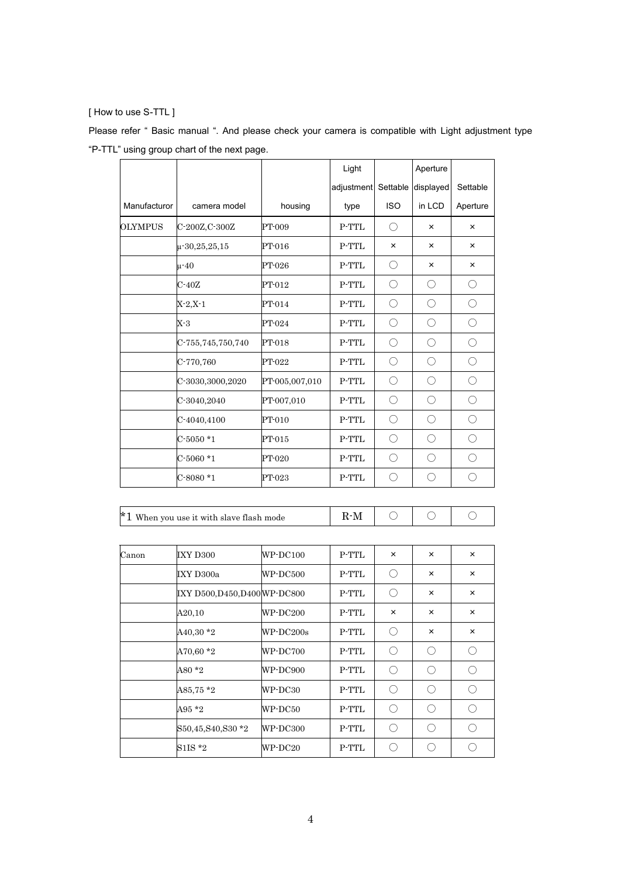[ How to use S-TTL ]

Please refer " Basic manual ". And please check your camera is compatible with Light adjustment type "P-TTL" using group chart of the next page.

| Manufacturor | camera model | housing | Light adjustment type | Settable ISO | Aperture displayed in LCD | Settable Aperture |
|---|---|---|---|---|---|---|
| OLYMPUS | C-200Z,C-300Z | PT-009 | P-TTL | ○ | × | × |
| | μ-30,25,25,15 | PT-016 | P-TTL | × | × | × |
| | μ-40 | PT-026 | P-TTL | ○ | × | × |
| | C-40Z | PT-012 | P-TTL | ○ | ○ | ○ |
| | X-2,X-1 | PT-014 | P-TTL | ○ | ○ | ○ |
| | X-3 | PT-024 | P-TTL | ○ | ○ | ○ |
| | C-755,745,750,740 | PT-018 | P-TTL | ○ | ○ | ○ |
| | C-770,760 | PT-022 | P-TTL | ○ | ○ | ○ |
| | C-3030,3000,2020 | PT-005,007,010 | P-TTL | ○ | ○ | ○ |
| | C-3040,2040 | PT-007,010 | P-TTL | ○ | ○ | ○ |
| | C-4040,4100 | PT-010 | P-TTL | ○ | ○ | ○ |
| | C-5050 *1 | PT-015 | P-TTL | ○ | ○ | ○ |
| | C-5060 *1 | PT-020 | P-TTL | ○ | ○ | ○ |
| | C-8080 *1 | PT-023 | P-TTL | ○ | ○ | ○ |

| *1 When you use it with slave flash mode | R-M | ○ | ○ | ○ |
|---|---|---|---|---|

| Manufacturor | camera model | housing | Light adjustment type | Settable ISO | Aperture displayed in LCD | Settable Aperture |
|---|---|---|---|---|---|---|
| Canon | IXY D300 | WP-DC100 | P-TTL | × | × | × |
| | IXY D300a | WP-DC500 | P-TTL | ○ | × | × |
| | IXY D500,D450,D400 | WP-DC800 | P-TTL | ○ | × | × |
| | A20,10 | WP-DC200 | P-TTL | × | × | × |
| | A40,30 *2 | WP-DC200s | P-TTL | ○ | × | × |
| | A70,60 *2 | WP-DC700 | P-TTL | ○ | ○ | ○ |
| | A80 *2 | WP-DC900 | P-TTL | ○ | ○ | ○ |
| | A85,75 *2 | WP-DC30 | P-TTL | ○ | ○ | ○ |
| | A95 *2 | WP-DC50 | P-TTL | ○ | ○ | ○ |
| | S50,45,S40,S30 *2 | WP-DC300 | P-TTL | ○ | ○ | ○ |
| | S1IS *2 | WP-DC20 | P-TTL | ○ | ○ | ○ |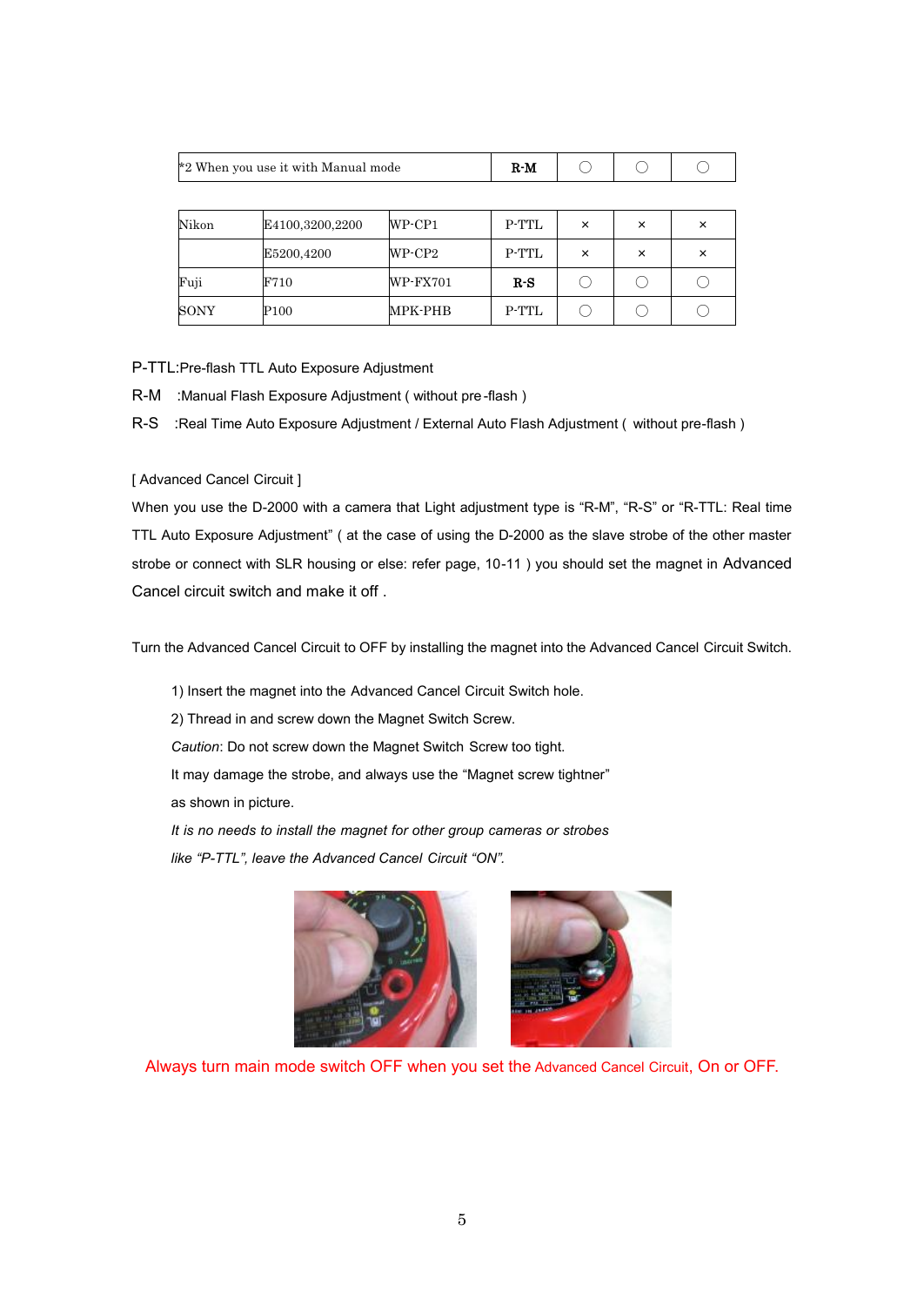| *2 When you use it with Manual mode | | | R-M | 〇 | 〇 | 〇 |
|---|---|---|---|---|---|---|
| Nikon | E4100,3200,2200 | WP-CP1 | P-TTL | × | × | × |
| | E5200,4200 | WP-CP2 | P-TTL | × | × | × |
| Fuji | F710 | WP-FX701 | R-S | 〇 | 〇 | 〇 |
| SONY | P100 | MPK-PHB | P-TTL | 〇 | 〇 | 〇 |

P-TTL:Pre-flash TTL Auto Exposure Adjustment

R-M :Manual Flash Exposure Adjustment ( without pre-flash )

R-S :Real Time Auto Exposure Adjustment / External Auto Flash Adjustment ( without pre-flash )

[ Advanced Cancel Circuit ]

When you use the D-2000 with a camera that Light adjustment type is "R-M", "R-S" or "R-TTL: Real time TTL Auto Exposure Adjustment" ( at the case of using the D-2000 as the slave strobe of the other master strobe or connect with SLR housing or else: refer page, 10-11 ) you should set the magnet in Advanced Cancel circuit switch and make it off .

Turn the Advanced Cancel Circuit to OFF by installing the magnet into the Advanced Cancel Circuit Switch.

1) Insert the magnet into the Advanced Cancel Circuit Switch hole.

2) Thread in and screw down the Magnet Switch Screw.

*Caution*: Do not screw down the Magnet Switch Screw too tight.

It may damage the strobe, and always use the "Magnet screw tightner" as shown in picture.

*It is no needs to install the magnet for other group cameras or strobes like "P-TTL", leave the Advanced Cancel Circuit "ON".*

Always turn main mode switch OFF when you set the Advanced Cancel Circuit, On or OFF.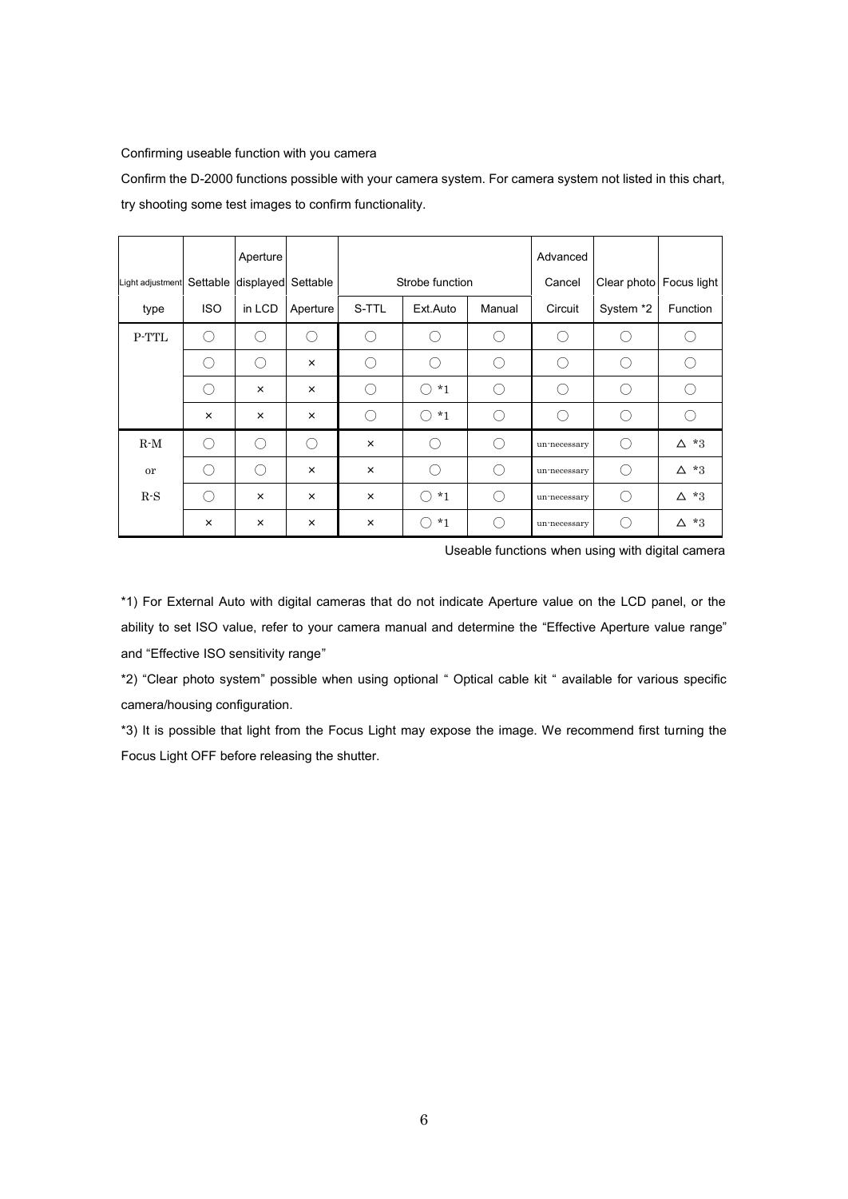Confirming useable function with you camera

Confirm the D-2000 functions possible with your camera system. For camera system not listed in this chart, try shooting some test images to confirm functionality.

| Light adjustment type | Settable ISO | Aperture displayed in LCD | Settable Aperture | Strobe function S-TTL | Strobe function Ext.Auto | Strobe function Manual | Advanced Cancel Circuit | Clear photo System *2 | Focus light Function |
|---|---|---|---|---|---|---|---|---|---|
| P-TTL | ○ | ○ | ○ | ○ | ○ | ○ | ○ | ○ | ○ |
| | ○ | ○ | × | ○ | ○ | ○ | ○ | ○ | ○ |
| | ○ | × | × | ○ | ○ *1 | ○ | ○ | ○ | ○ |
| | × | × | × | ○ | ○ *1 | ○ | ○ | ○ | ○ |
| R-M | ○ | ○ | ○ | × | ○ | ○ | un-necessary | ○ | △ *3 |
| or | ○ | ○ | × | × | ○ | ○ | un-necessary | ○ | △ *3 |
| R-S | ○ | × | × | × | ○ *1 | ○ | un-necessary | ○ | △ *3 |
| | × | × | × | × | ○ *1 | ○ | un-necessary | ○ | △ *3 |

Useable functions when using with digital camera

*1) For External Auto with digital cameras that do not indicate Aperture value on the LCD panel, or the ability to set ISO value, refer to your camera manual and determine the "Effective Aperture value range" and "Effective ISO sensitivity range"

*2) "Clear photo system" possible when using optional " Optical cable kit " available for various specific camera/housing configuration.

*3) It is possible that light from the Focus Light may expose the image. We recommend first turning the Focus Light OFF before releasing the shutter.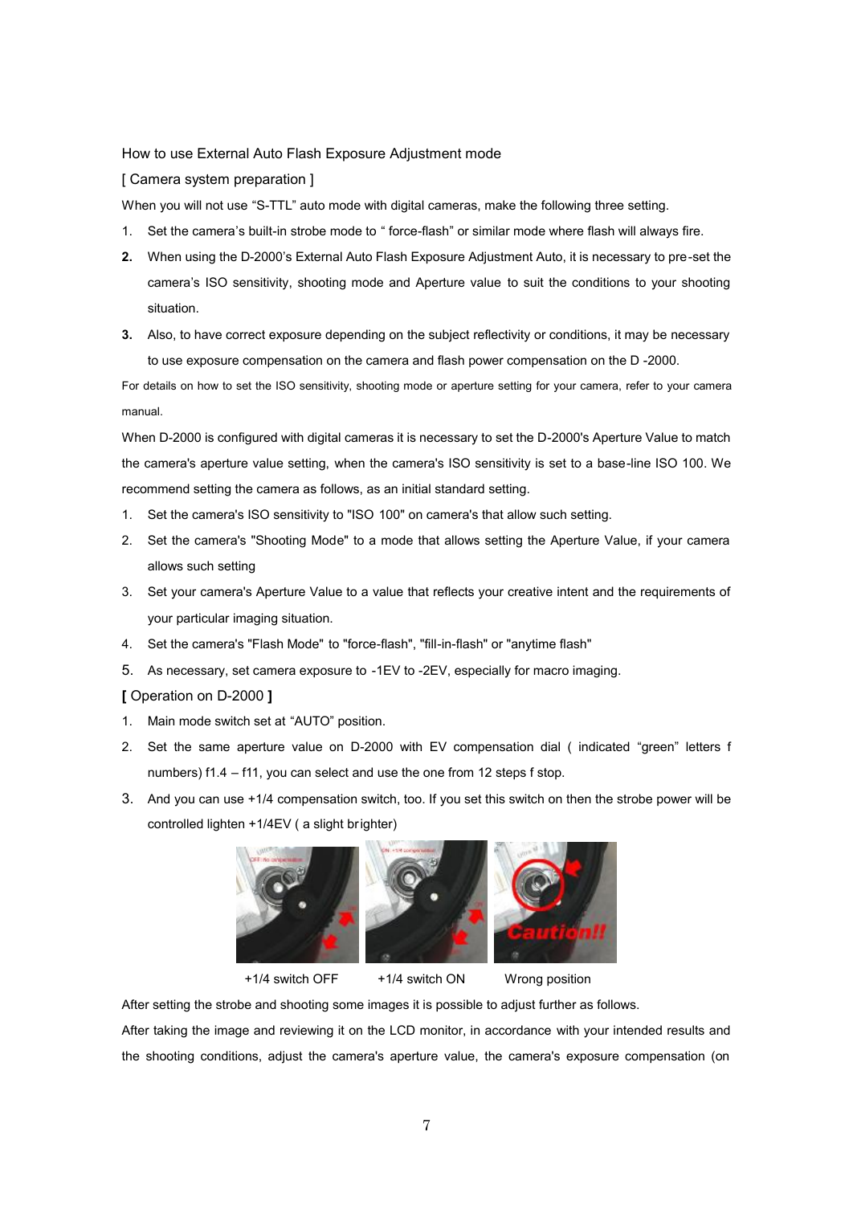How to use External Auto Flash Exposure Adjustment mode

[ Camera system preparation ]

When you will not use “S-TTL” auto mode with digital cameras, make the following three setting.

1. Set the camera’s built-in strobe mode to “ force-flash” or similar mode where flash will always fire.
2. When using the D-2000’s External Auto Flash Exposure Adjustment Auto, it is necessary to pre-set the camera’s ISO sensitivity, shooting mode and Aperture value to suit the conditions to your shooting situation.
3. Also, to have correct exposure depending on the subject reflectivity or conditions, it may be necessary to use exposure compensation on the camera and flash power compensation on the D -2000.

For details on how to set the ISO sensitivity, shooting mode or aperture setting for your camera, refer to your camera manual.

When D-2000 is configured with digital cameras it is necessary to set the D-2000's Aperture Value to match the camera's aperture value setting, when the camera's ISO sensitivity is set to a base-line ISO 100. We recommend setting the camera as follows, as an initial standard setting.

1. Set the camera's ISO sensitivity to "ISO 100" on camera's that allow such setting.
2. Set the camera's "Shooting Mode" to a mode that allows setting the Aperture Value, if your camera allows such setting
3. Set your camera's Aperture Value to a value that reflects your creative intent and the requirements of your particular imaging situation.
4. Set the camera's "Flash Mode" to "force-flash", "fill-in-flash" or "anytime flash"
5. As necessary, set camera exposure to -1EV to -2EV, especially for macro imaging.

**[** Operation on D-2000 **]**

1. Main mode switch set at “AUTO” position.
2. Set the same aperture value on D-2000 with EV compensation dial ( indicated “green” letters f numbers) f1.4 – f11, you can select and use the one from 12 steps f stop.
3. And you can use +1/4 compensation switch, too. If you set this switch on then the strobe power will be controlled lighten +1/4EV ( a slight brighter)

+1/4 switch OFF　　+1/4 switch ON　　Wrong position

After setting the strobe and shooting some images it is possible to adjust further as follows.

After taking the image and reviewing it on the LCD monitor, in accordance with your intended results and the shooting conditions, adjust the camera's aperture value, the camera's exposure compensation (on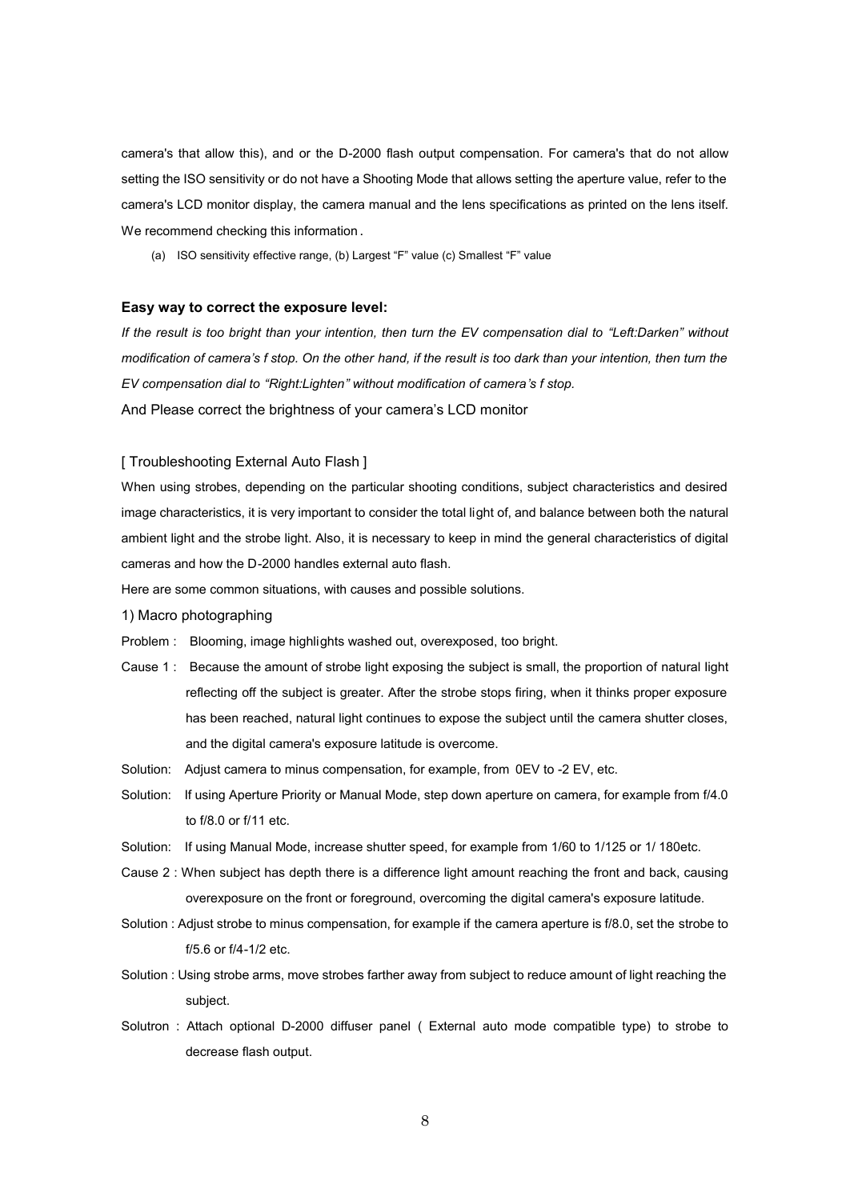camera's that allow this), and or the D-2000 flash output compensation. For camera's that do not allow setting the ISO sensitivity or do not have a Shooting Mode that allows setting the aperture value, refer to the camera's LCD monitor display, the camera manual and the lens specifications as printed on the lens itself. We recommend checking this information.

(a) ISO sensitivity effective range, (b) Largest "F" value (c) Smallest "F" value

**Easy way to correct the exposure level:**

*If the result is too bright than your intention, then turn the EV compensation dial to "Left:Darken" without modification of camera's f stop. On the other hand, if the result is too dark than your intention, then turn the EV compensation dial to "Right:Lighten" without modification of camera's f stop.*

And Please correct the brightness of your camera's LCD monitor

[ Troubleshooting External Auto Flash ]

When using strobes, depending on the particular shooting conditions, subject characteristics and desired image characteristics, it is very important to consider the total light of, and balance between both the natural ambient light and the strobe light. Also, it is necessary to keep in mind the general characteristics of digital cameras and how the D-2000 handles external auto flash.

Here are some common situations, with causes and possible solutions.

1) Macro photographing

Problem : Blooming, image highlights washed out, overexposed, too bright.

Cause 1 : Because the amount of strobe light exposing the subject is small, the proportion of natural light reflecting off the subject is greater. After the strobe stops firing, when it thinks proper exposure has been reached, natural light continues to expose the subject until the camera shutter closes, and the digital camera's exposure latitude is overcome.

Solution: Adjust camera to minus compensation, for example, from 0EV to -2 EV, etc.

Solution: If using Aperture Priority or Manual Mode, step down aperture on camera, for example from f/4.0 to f/8.0 or f/11 etc.

Solution: If using Manual Mode, increase shutter speed, for example from 1/60 to 1/125 or 1/ 180etc.

Cause 2 : When subject has depth there is a difference light amount reaching the front and back, causing overexposure on the front or foreground, overcoming the digital camera's exposure latitude.

Solution : Adjust strobe to minus compensation, for example if the camera aperture is f/8.0, set the strobe to f/5.6 or f/4-1/2 etc.

Solution : Using strobe arms, move strobes farther away from subject to reduce amount of light reaching the subject.

Solutron : Attach optional D-2000 diffuser panel ( External auto mode compatible type) to strobe to decrease flash output.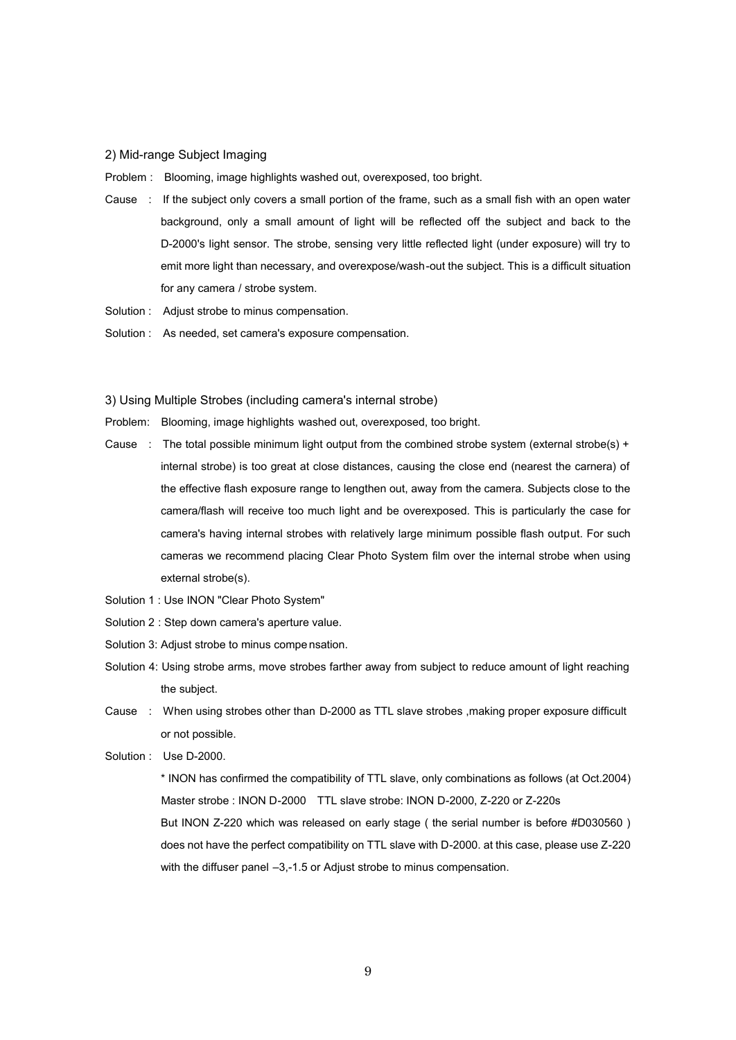2) Mid-range Subject Imaging

Problem : Blooming, image highlights washed out, overexposed, too bright.

Cause : If the subject only covers a small portion of the frame, such as a small fish with an open water background, only a small amount of light will be reflected off the subject and back to the D-2000's light sensor. The strobe, sensing very little reflected light (under exposure) will try to emit more light than necessary, and overexpose/wash-out the subject. This is a difficult situation for any camera / strobe system.

Solution : Adjust strobe to minus compensation.

Solution : As needed, set camera's exposure compensation.

3) Using Multiple Strobes (including camera's internal strobe)

Problem: Blooming, image highlights washed out, overexposed, too bright.

Cause : The total possible minimum light output from the combined strobe system (external strobe(s) + internal strobe) is too great at close distances, causing the close end (nearest the carnera) of the effective flash exposure range to lengthen out, away from the camera. Subjects close to the camera/flash will receive too much light and be overexposed. This is particularly the case for camera's having internal strobes with relatively large minimum possible flash output. For such cameras we recommend placing Clear Photo System film over the internal strobe when using external strobe(s).

Solution 1 : Use INON "Clear Photo System"

Solution 2 : Step down camera's aperture value.

Solution 3: Adjust strobe to minus compe nsation.

Solution 4: Using strobe arms, move strobes farther away from subject to reduce amount of light reaching the subject.

Cause : When using strobes other than D-2000 as TTL slave strobes ,making proper exposure difficult or not possible.

Solution : Use D-2000.

\* INON has confirmed the compatibility of TTL slave, only combinations as follows (at Oct.2004)

Master strobe : INON D-2000 TTL slave strobe: INON D-2000, Z-220 or Z-220s

But INON Z-220 which was released on early stage ( the serial number is before #D030560 ) does not have the perfect compatibility on TTL slave with D-2000. at this case, please use Z-220 with the diffuser panel –3,-1.5 or Adjust strobe to minus compensation.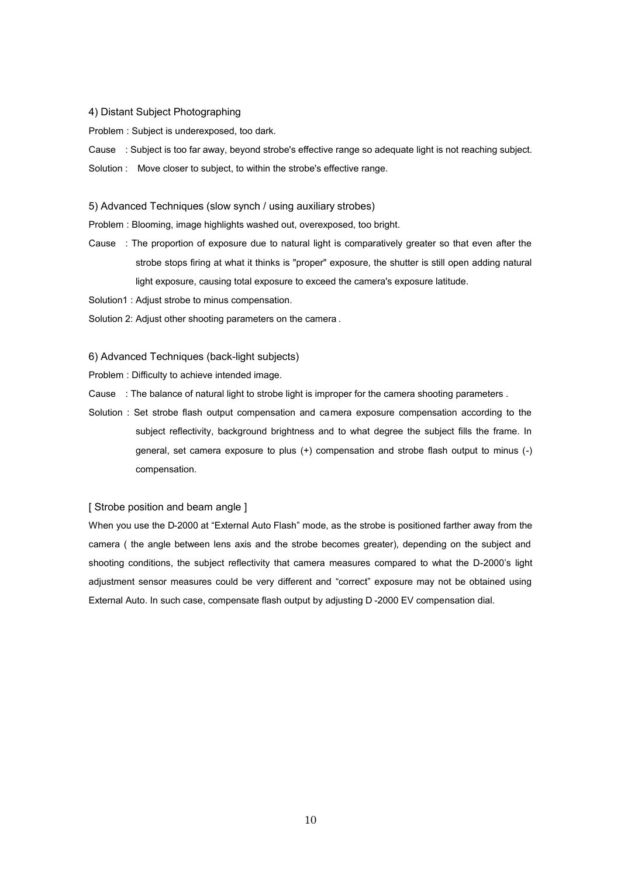### 4) Distant Subject Photographing

Problem : Subject is underexposed, too dark.

Cause : Subject is too far away, beyond strobe's effective range so adequate light is not reaching subject.

Solution : Move closer to subject, to within the strobe's effective range.

### 5) Advanced Techniques (slow synch / using auxiliary strobes)

Problem : Blooming, image highlights washed out, overexposed, too bright.

Cause : The proportion of exposure due to natural light is comparatively greater so that even after the strobe stops firing at what it thinks is "proper" exposure, the shutter is still open adding natural light exposure, causing total exposure to exceed the camera's exposure latitude.

Solution1 : Adjust strobe to minus compensation.

Solution 2: Adjust other shooting parameters on the camera .

### 6) Advanced Techniques (back-light subjects)

Problem : Difficulty to achieve intended image.

Cause : The balance of natural light to strobe light is improper for the camera shooting parameters .

Solution : Set strobe flash output compensation and camera exposure compensation according to the subject reflectivity, background brightness and to what degree the subject fills the frame. In general, set camera exposure to plus (+) compensation and strobe flash output to minus (-) compensation.

### [ Strobe position and beam angle ]

When you use the D-2000 at “External Auto Flash” mode, as the strobe is positioned farther away from the camera ( the angle between lens axis and the strobe becomes greater), depending on the subject and shooting conditions, the subject reflectivity that camera measures compared to what the D-2000’s light adjustment sensor measures could be very different and “correct” exposure may not be obtained using External Auto. In such case, compensate flash output by adjusting D -2000 EV compensation dial.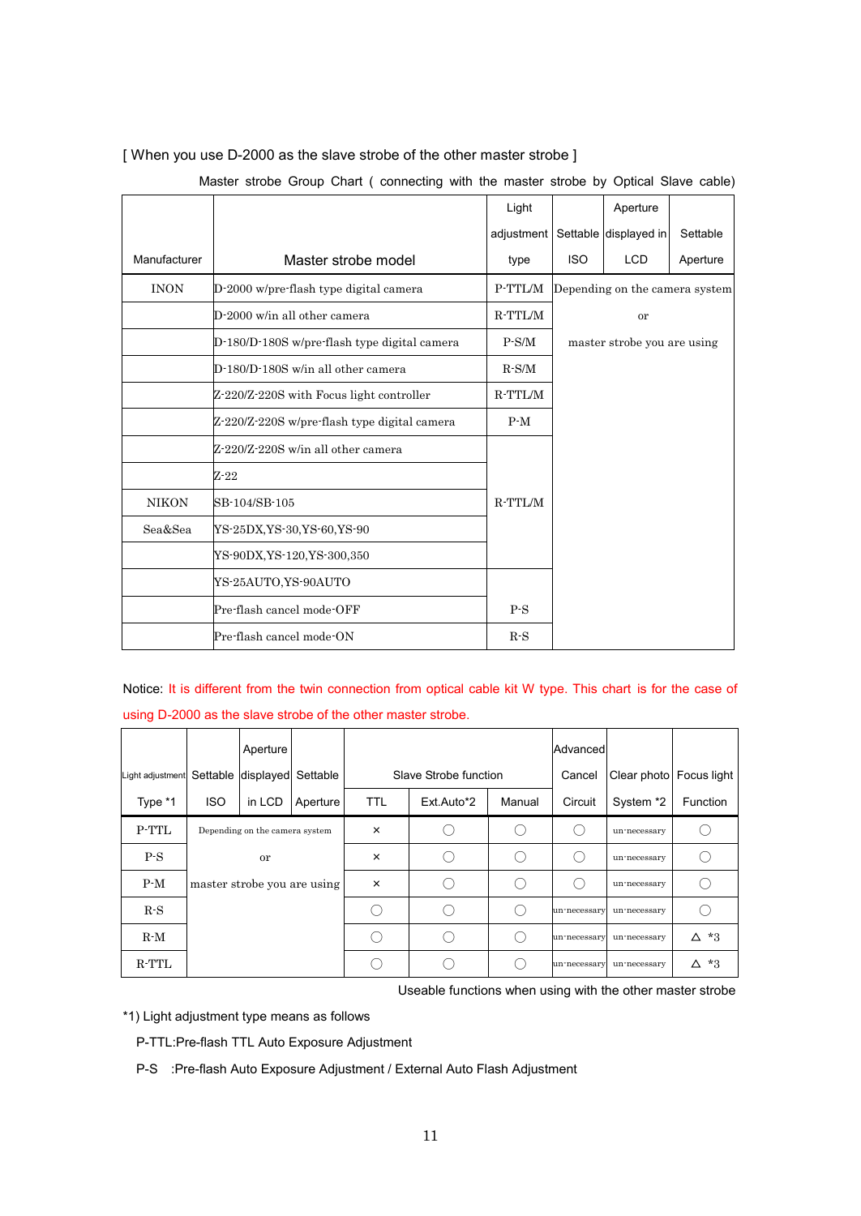[ When you use D-2000 as the slave strobe of the other master strobe ]

Master strobe Group Chart ( connecting with the master strobe by Optical Slave cable)

| Manufacturer | Master strobe model | Light adjustment type | Settable ISO | Aperture displayed in LCD | Settable Aperture |
|---|---|---|---|---|---|
| INON | D-2000 w/pre-flash type digital camera | P-TTL/M | Depending on the camera system | | |
| | D-2000 w/in all other camera | R-TTL/M | or | | |
| | D-180/D-180S w/pre-flash type digital camera | P-S/M | master strobe you are using | | |
| | D-180/D-180S w/in all other camera | R-S/M | | | |
| | Z-220/Z-220S with Focus light controller | R-TTL/M | | | |
| | Z-220/Z-220S w/pre-flash type digital camera | P-M | | | |
| | Z-220/Z-220S w/in all other camera | R-TTL/M | | | |
| | Z-22 | R-TTL/M | | | |
| NIKON | SB-104/SB-105 | R-TTL/M | | | |
| Sea&Sea | YS-25DX,YS-30,YS-60,YS-90 | R-TTL/M | | | |
| | YS-90DX,YS-120,YS-300,350 | R-TTL/M | | | |
| | YS-25AUTO,YS-90AUTO | P-S | | | |
| | Pre-flash cancel mode-OFF | P-S | | | |
| | Pre-flash cancel mode-ON | R-S | | | |

Notice: It is different from the twin connection from optical cable kit W type. This chart is for the case of using D-2000 as the slave strobe of the other master strobe.

| Light adjustment Type *1 | Settable ISO | Aperture displayed in LCD | Settable Aperture | Slave Strobe function TTL | Slave Strobe function Ext.Auto*2 | Slave Strobe function Manual | Advanced Cancel Circuit | Clear photo System *2 | Focus light Function |
|---|---|---|---|---|---|---|---|---|---|
| P-TTL | Depending on the camera system | | | × | ○ | ○ | ○ | un-necessary | ○ |
| P-S | or | | | × | ○ | ○ | ○ | un-necessary | ○ |
| P-M | master strobe you are using | | | × | ○ | ○ | ○ | un-necessary | ○ |
| R-S | | | | ○ | ○ | ○ | un-necessary | un-necessary | ○ |
| R-M | | | | ○ | ○ | ○ | un-necessary | un-necessary | △ *3 |
| R-TTL | | | | ○ | ○ | ○ | un-necessary | un-necessary | △ *3 |

Useable functions when using with the other master strobe

*1) Light adjustment type means as follows

P-TTL:Pre-flash TTL Auto Exposure Adjustment

P-S :Pre-flash Auto Exposure Adjustment / External Auto Flash Adjustment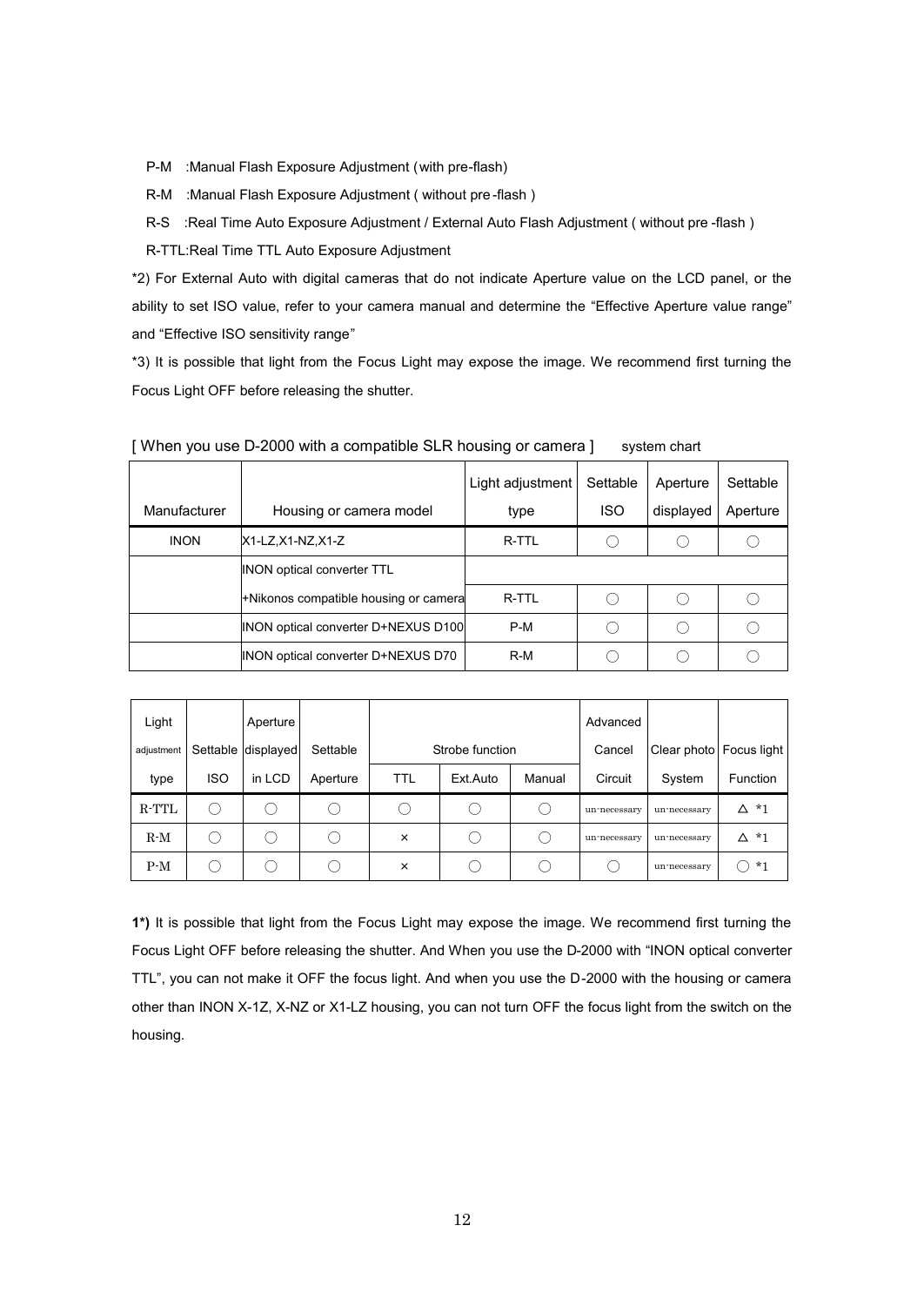P-M :Manual Flash Exposure Adjustment (with pre-flash)

R-M :Manual Flash Exposure Adjustment ( without pre-flash )

R-S :Real Time Auto Exposure Adjustment / External Auto Flash Adjustment ( without pre -flash )

R-TTL:Real Time TTL Auto Exposure Adjustment

*2) For External Auto with digital cameras that do not indicate Aperture value on the LCD panel, or the ability to set ISO value, refer to your camera manual and determine the "Effective Aperture value range" and "Effective ISO sensitivity range"

*3) It is possible that light from the Focus Light may expose the image. We recommend first turning the Focus Light OFF before releasing the shutter.

[ When you use D-2000 with a compatible SLR housing or camera ] system chart

| Manufacturer | Housing or camera model | Light adjustment type | Settable ISO | Aperture displayed | Settable Aperture |
|---|---|---|---|---|---|
| INON | X1-LZ,X1-NZ,X1-Z | R-TTL | ○ | ○ | ○ |
| | INON optical converter TTL +Nikonos compatible housing or camera | R-TTL | ○ | ○ | ○ |
| | INON optical converter D+NEXUS D100 | P-M | ○ | ○ | ○ |
| | INON optical converter D+NEXUS D70 | R-M | ○ | ○ | ○ |

| Light adjustment type | Settable ISO | Aperture displayed in LCD | Settable Aperture | Strobe function | | | Advanced Cancel Circuit | Clear photo System | Focus light Function |
|---|---|---|---|---|---|---|---|---|---|
| | | | | TTL | Ext.Auto | Manual | | | |
| R-TTL | ○ | ○ | ○ | ○ | ○ | ○ | un-necessary | un-necessary | △ *1 |
| R-M | ○ | ○ | ○ | × | ○ | ○ | un-necessary | un-necessary | △ *1 |
| P-M | ○ | ○ | ○ | × | ○ | ○ | ○ | un-necessary | ○ *1 |

**1*)** It is possible that light from the Focus Light may expose the image. We recommend first turning the Focus Light OFF before releasing the shutter. And When you use the D-2000 with "INON optical converter TTL", you can not make it OFF the focus light. And when you use the D-2000 with the housing or camera other than INON X-1Z, X-NZ or X1-LZ housing, you can not turn OFF the focus light from the switch on the housing.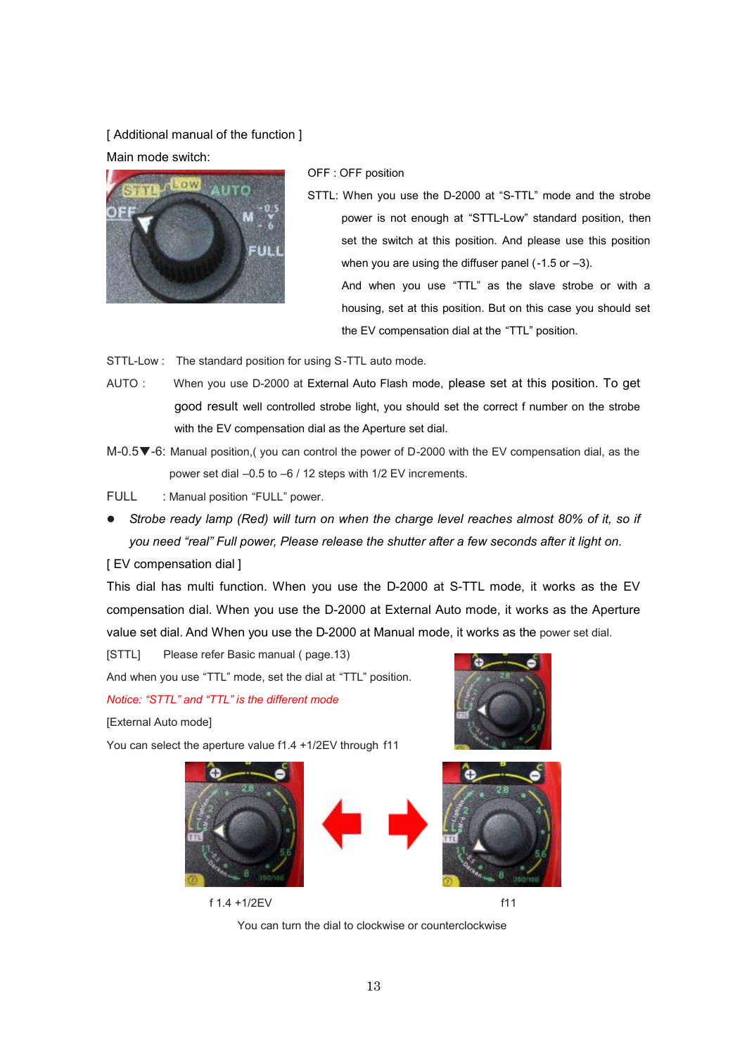[ Additional manual of the function ]

Main mode switch:

OFF : OFF position

STTL: When you use the D-2000 at "S-TTL" mode and the strobe power is not enough at "STTL-Low" standard position, then set the switch at this position. And please use this position when you are using the diffuser panel (-1.5 or –3).

And when you use "TTL" as the slave strobe or with a housing, set at this position. But on this case you should set the EV compensation dial at the "TTL" position.

STTL-Low : The standard position for using S-TTL auto mode.

AUTO : When you use D-2000 at External Auto Flash mode, please set at this position. To get good result well controlled strobe light, you should set the correct f number on the strobe with the EV compensation dial as the Aperture set dial.

M-0.5▼-6: Manual position,( you can control the power of D-2000 with the EV compensation dial, as the power set dial –0.5 to –6 / 12 steps with 1/2 EV increments.

FULL : Manual position "FULL" power.

- *Strobe ready lamp (Red) will turn on when the charge level reaches almost 80% of it, so if you need "real" Full power, Please release the shutter after a few seconds after it light on.*

[ EV compensation dial ]

This dial has multi function. When you use the D-2000 at S-TTL mode, it works as the EV compensation dial. When you use the D-2000 at External Auto mode, it works as the Aperture value set dial. And When you use the D-2000 at Manual mode, it works as the power set dial.

[STTL] Please refer Basic manual ( page.13)

And when you use "TTL" mode, set the dial at "TTL" position.

*Notice: "STTL" and "TTL" is the different mode*

[External Auto mode]

You can select the aperture value f1.4 +1/2EV through f11

f 1.4 +1/2EV f11

You can turn the dial to clockwise or counterclockwise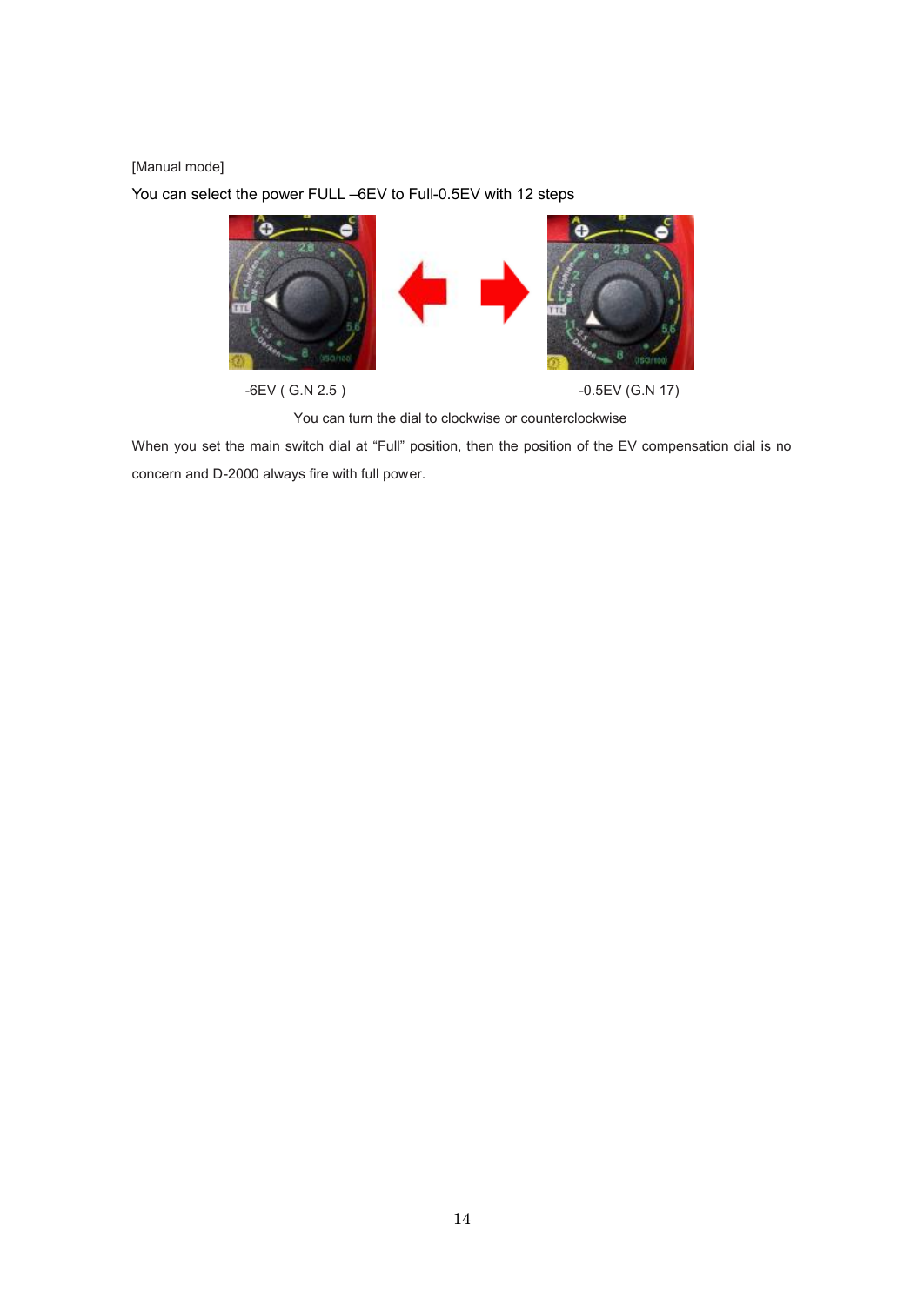[Manual mode]

You can select the power FULL –6EV to Full-0.5EV with 12 steps

-6EV ( G.N 2.5 )  -0.5EV (G.N 17)

You can turn the dial to clockwise or counterclockwise

When you set the main switch dial at "Full" position, then the position of the EV compensation dial is no concern and D-2000 always fire with full power.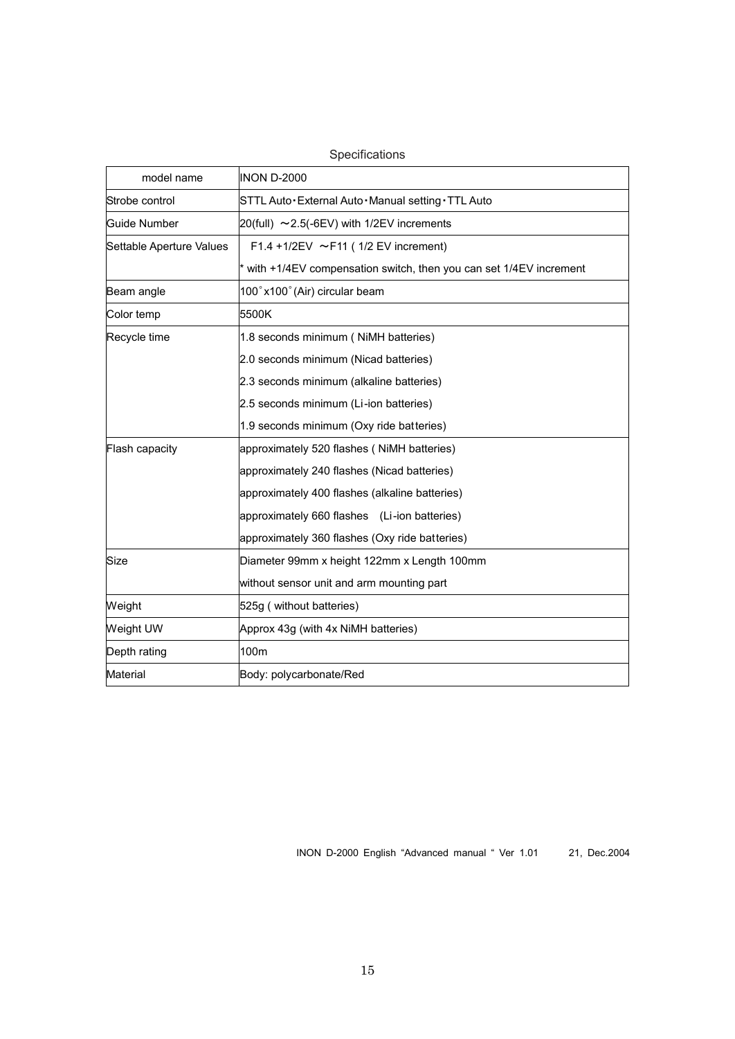Specifications

| model name | INON D-2000 |
|---|---|
| Strobe control | STTL Auto・External Auto・Manual setting・TTL Auto |
| Guide Number | 20(full) ～2.5(-6EV) with 1/2EV increments |
| Settable Aperture Values | F1.4 +1/2EV ～F11 ( 1/2 EV increment) |
| | * with +1/4EV compensation switch, then you can set 1/4EV increment |
| Beam angle | 100˚x100˚(Air) circular beam |
| Color temp | 5500K |
| Recycle time | 1.8 seconds minimum ( NiMH batteries) |
| | 2.0 seconds minimum (Nicad batteries) |
| | 2.3 seconds minimum (alkaline batteries) |
| | 2.5 seconds minimum (Li-ion batteries) |
| | 1.9 seconds minimum (Oxy ride batteries) |
| Flash capacity | approximately 520 flashes ( NiMH batteries) |
| | approximately 240 flashes (Nicad batteries) |
| | approximately 400 flashes (alkaline batteries) |
| | approximately 660 flashes (Li-ion batteries) |
| | approximately 360 flashes (Oxy ride batteries) |
| Size | Diameter 99mm x height 122mm x Length 100mm |
| | without sensor unit and arm mounting part |
| Weight | 525g ( without batteries) |
| Weight UW | Approx 43g (with 4x NiMH batteries) |
| Depth rating | 100m |
| Material | Body: polycarbonate/Red |

INON D-2000 English "Advanced manual " Ver 1.01 21, Dec.2004